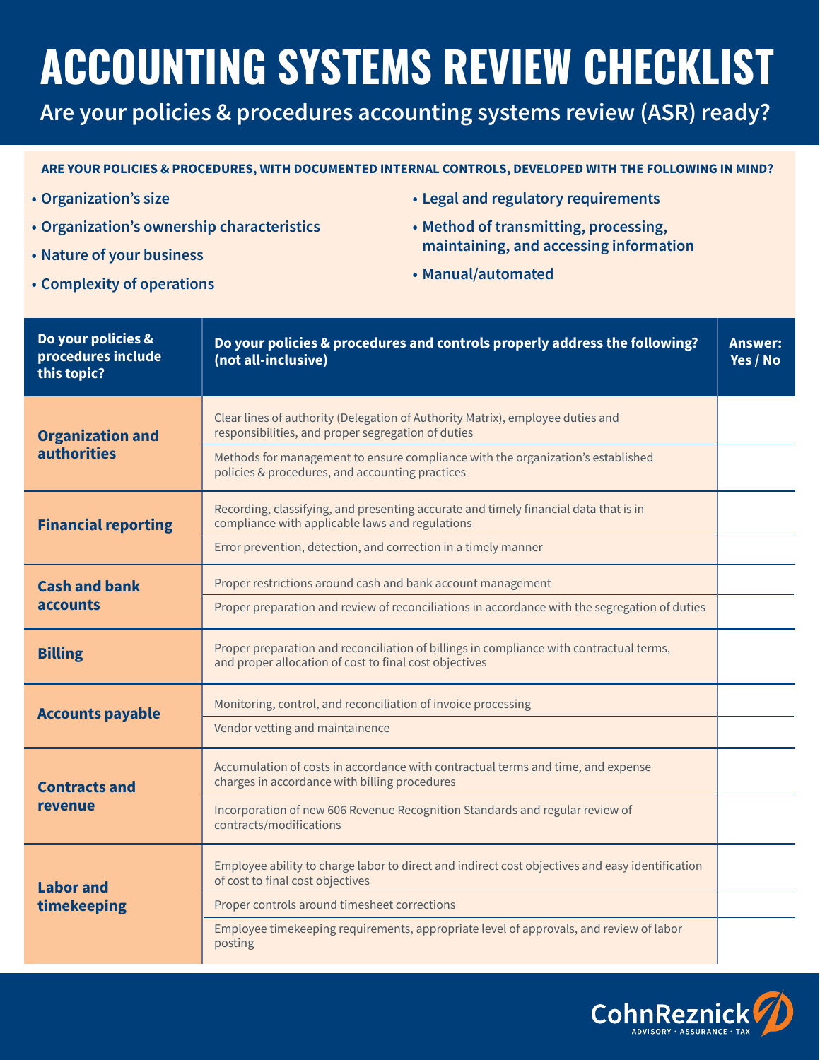# ACCOUNTING SYSTEMS REVIEW CHECKLIST

## Are your policies & procedures accounting systems review (ASR) ready?

**ARE YOUR POLICIES & PROCEDURES, WITH DOCUMENTED INTERNAL CONTROLS, DEVELOPED WITH THE FOLLOWING IN MIND?**

- Organization's size
- Organization's ownership characteristics
- Nature of your business
- Complexity of operations
- Legal and regulatory requirements
- Method of transmitting, processing, maintaining, and accessing information
- Manual/automated

| Do your policies & procedures include this topic? | Do your policies & procedures and controls properly address the following? (not all-inclusive) | Answer: Yes / No |
|---|---|---|
| **Organization and authorities** | Clear lines of authority (Delegation of Authority Matrix), employee duties and responsibilities, and proper segregation of duties | |
| | Methods for management to ensure compliance with the organization's established policies & procedures, and accounting practices | |
| **Financial reporting** | Recording, classifying, and presenting accurate and timely financial data that is in compliance with applicable laws and regulations | |
| | Error prevention, detection, and correction in a timely manner | |
| **Cash and bank accounts** | Proper restrictions around cash and bank account management | |
| | Proper preparation and review of reconciliations in accordance with the segregation of duties | |
| **Billing** | Proper preparation and reconciliation of billings in compliance with contractual terms, and proper allocation of cost to final cost objectives | |
| **Accounts payable** | Monitoring, control, and reconciliation of invoice processing | |
| | Vendor vetting and maintainence | |
| **Contracts and revenue** | Accumulation of costs in accordance with contractual terms and time, and expense charges in accordance with billing procedures | |
| | Incorporation of new 606 Revenue Recognition Standards and regular review of contracts/modifications | |
| **Labor and timekeeping** | Employee ability to charge labor to direct and indirect cost objectives and easy identification of cost to final cost objectives | |
| | Proper controls around timesheet corrections | |
| | Employee timekeeping requirements, appropriate level of approvals, and review of labor posting | |

CohnReznick
ADVISORY • ASSURANCE • TAX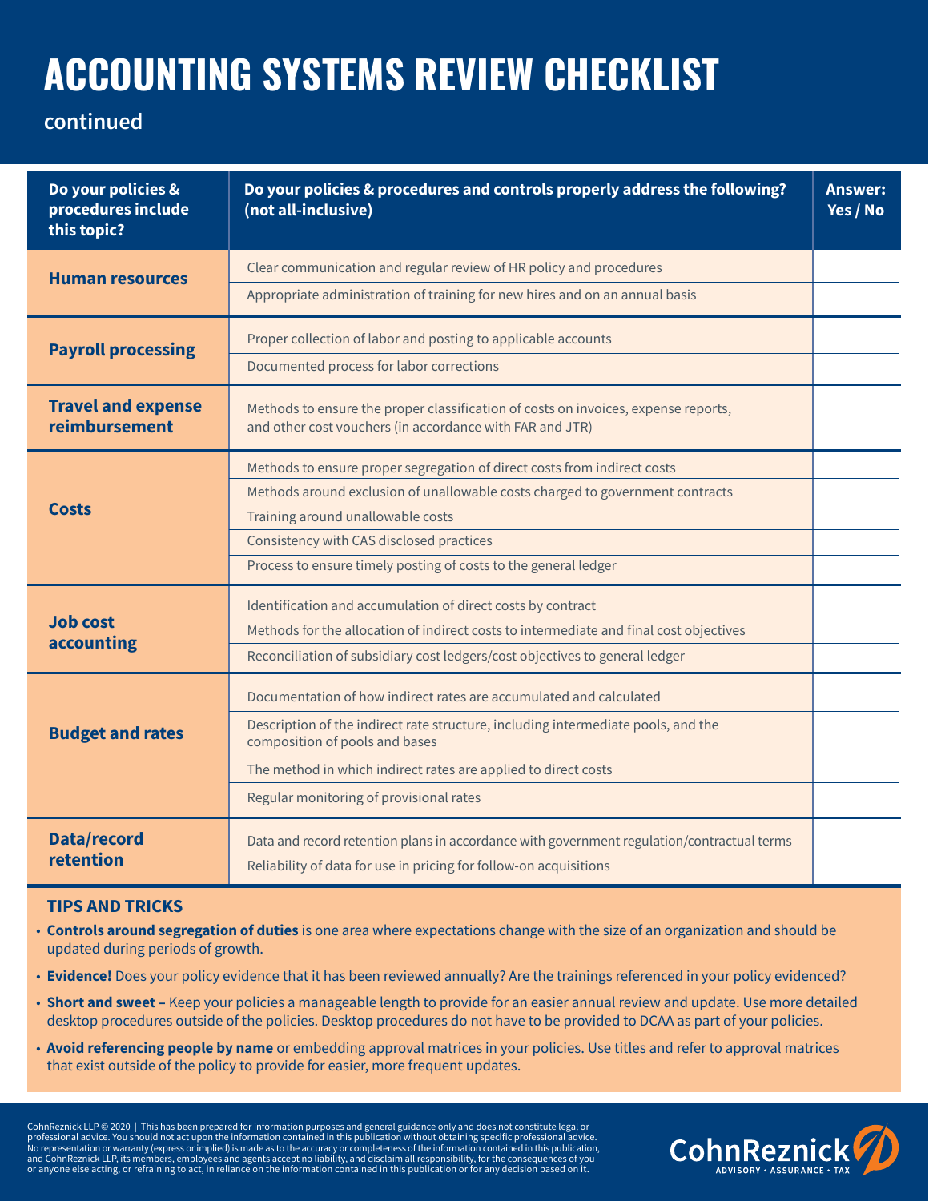# ACCOUNTING SYSTEMS REVIEW CHECKLIST

continued

| Do your policies & procedures include this topic? | Do your policies & procedures and controls properly address the following? (not all-inclusive) | Answer: Yes / No |
|---|---|---|
| **Human resources** | Clear communication and regular review of HR policy and procedures | |
| | Appropriate administration of training for new hires and on an annual basis | |
| **Payroll processing** | Proper collection of labor and posting to applicable accounts | |
| | Documented process for labor corrections | |
| **Travel and expense reimbursement** | Methods to ensure the proper classification of costs on invoices, expense reports, and other cost vouchers (in accordance with FAR and JTR) | |
| **Costs** | Methods to ensure proper segregation of direct costs from indirect costs | |
| | Methods around exclusion of unallowable costs charged to government contracts | |
| | Training around unallowable costs | |
| | Consistency with CAS disclosed practices | |
| | Process to ensure timely posting of costs to the general ledger | |
| **Job cost accounting** | Identification and accumulation of direct costs by contract | |
| | Methods for the allocation of indirect costs to intermediate and final cost objectives | |
| | Reconciliation of subsidiary cost ledgers/cost objectives to general ledger | |
| **Budget and rates** | Documentation of how indirect rates are accumulated and calculated | |
| | Description of the indirect rate structure, including intermediate pools, and the composition of pools and bases | |
| | The method in which indirect rates are applied to direct costs | |
| | Regular monitoring of provisional rates | |
| **Data/record retention** | Data and record retention plans in accordance with government regulation/contractual terms | |
| | Reliability of data for use in pricing for follow-on acquisitions | |

## TIPS AND TRICKS

- **Controls around segregation of duties** is one area where expectations change with the size of an organization and should be updated during periods of growth.
- **Evidence!** Does your policy evidence that it has been reviewed annually? Are the trainings referenced in your policy evidenced?
- **Short and sweet –** Keep your policies a manageable length to provide for an easier annual review and update. Use more detailed desktop procedures outside of the policies. Desktop procedures do not have to be provided to DCAA as part of your policies.
- **Avoid referencing people by name** or embedding approval matrices in your policies. Use titles and refer to approval matrices that exist outside of the policy to provide for easier, more frequent updates.

CohnReznick LLP © 2020 | This has been prepared for information purposes and general guidance only and does not constitute legal or professional advice. You should not act upon the information contained in this publication without obtaining specific professional advice. No representation or warranty (express or implied) is made as to the accuracy or completeness of the information contained in this publication, and CohnReznick LLP, its members, employees and agents accept no liability, and disclaim all responsibility, for the consequences of you or anyone else acting, or refraining to act, in reliance on the information contained in this publication or for any decision based on it.

CohnReznick
ADVISORY • ASSURANCE • TAX